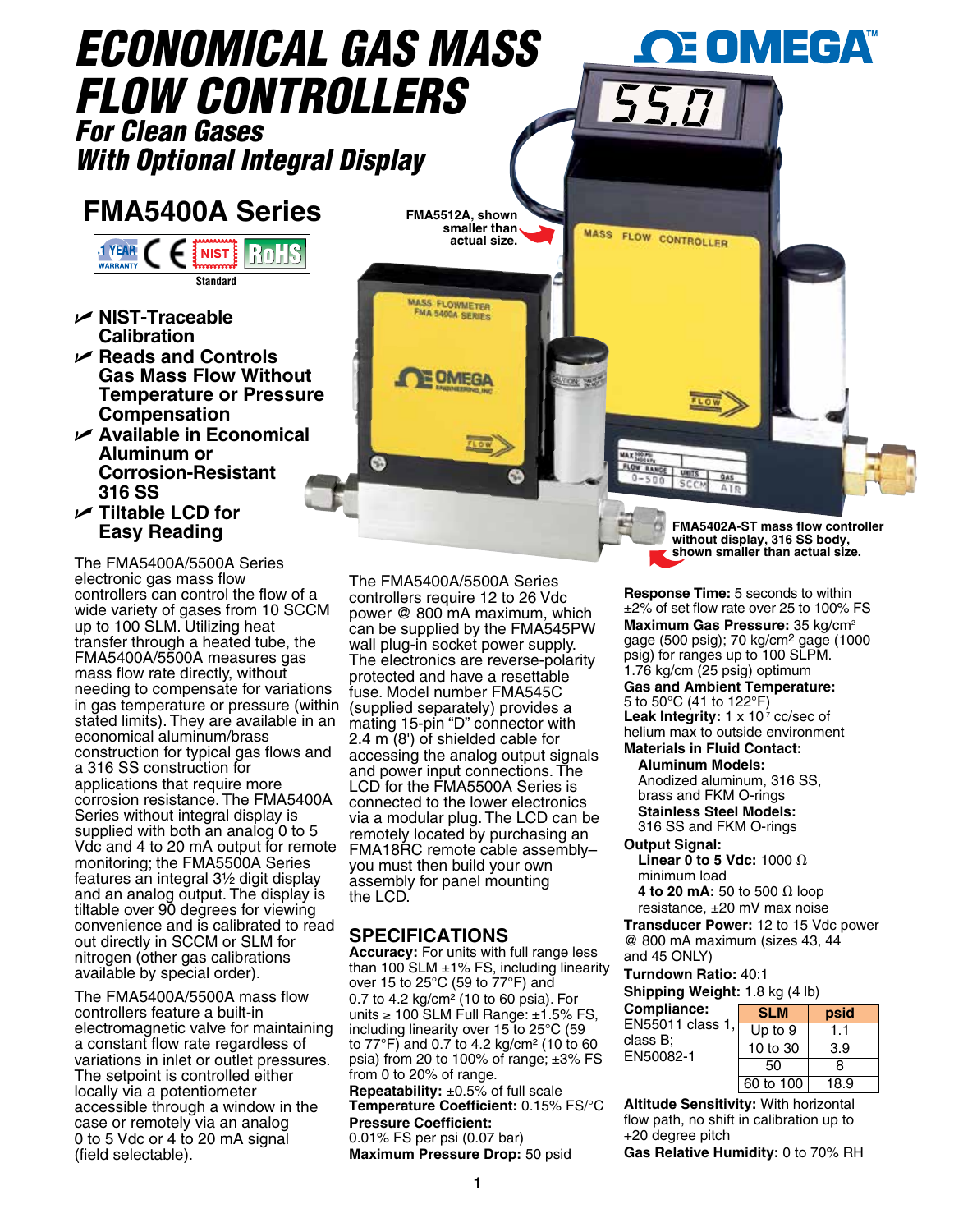# ECONOMICAL GAS MASS FLOW CONTROLLERS

### For Clean Gases
### With Optional Integral Display

## FMA5400A Series

Standard

- NIST-Traceable Calibration
- Reads and Controls Gas Mass Flow Without Temperature or Pressure Compensation
- Available in Economical Aluminum or Corrosion-Resistant 316 SS
- Tiltable LCD for Easy Reading

FMA5512A, shown smaller than actual size.

FMA5402A-ST mass flow controller without display, 316 SS body, shown smaller than actual size.

The FMA5400A/5500A Series electronic gas mass flow controllers can control the flow of a wide variety of gases from 10 SCCM up to 100 SLM. Utilizing heat transfer through a heated tube, the FMA5400A/5500A measures gas mass flow rate directly, without needing to compensate for variations in gas temperature or pressure (within stated limits). They are available in an economical aluminum/brass construction for typical gas flows and a 316 SS construction for applications that require more corrosion resistance. The FMA5400A Series without integral display is supplied with both an analog 0 to 5 Vdc and 4 to 20 mA output for remote monitoring; the FMA5500A Series features an integral 3½ digit display and an analog output. The display is tiltable over 90 degrees for viewing convenience and is calibrated to read out directly in SCCM or SLM for nitrogen (other gas calibrations available by special order).

The FMA5400A/5500A mass flow controllers feature a built-in electromagnetic valve for maintaining a constant flow rate regardless of variations in inlet or outlet pressures. The setpoint is controlled either locally via a potentiometer accessible through a window in the case or remotely via an analog 0 to 5 Vdc or 4 to 20 mA signal (field selectable).

The FMA5400A/5500A Series controllers require 12 to 26 Vdc power @ 800 mA maximum, which can be supplied by the FMA545PW wall plug-in socket power supply. The electronics are reverse-polarity protected and have a resettable fuse. Model number FMA545C (supplied separately) provides a mating 15-pin "D" connector with 2.4 m (8') of shielded cable for accessing the analog output signals and power input connections. The LCD for the FMA5500A Series is connected to the lower electronics via a modular plug. The LCD can be remotely located by purchasing an FMA18RC remote cable assembly– you must then build your own assembly for panel mounting the LCD.

## SPECIFICATIONS

**Accuracy:** For units with full range less than 100 SLM ±1% FS, including linearity over 15 to 25°C (59 to 77°F) and 0.7 to 4.2 kg/cm² (10 to 60 psia). For units ≥ 100 SLM Full Range: ±1.5% FS, including linearity over 15 to 25°C (59 to 77°F) and 0.7 to 4.2 kg/cm² (10 to 60 psia) from 20 to 100% of range; ±3% FS from 0 to 20% of range.
**Repeatability:** ±0.5% of full scale
**Temperature Coefficient:** 0.15% FS/°C
**Pressure Coefficient:** 0.01% FS per psi (0.07 bar)
**Maximum Pressure Drop:** 50 psid
**Response Time:** 5 seconds to within ±2% of set flow rate over 25 to 100% FS
**Maximum Gas Pressure:** 35 kg/cm² gage (500 psig); 70 kg/cm² gage (1000 psig) for ranges up to 100 SLPM. 1.76 kg/cm (25 psig) optimum
**Gas and Ambient Temperature:** 5 to 50°C (41 to 122°F)
**Leak Integrity:** 1 x $10^{-7}$ cc/sec of helium max to outside environment
**Materials in Fluid Contact:**
**Aluminum Models:** Anodized aluminum, 316 SS, brass and FKM O-rings
**Stainless Steel Models:** 316 SS and FKM O-rings
**Output Signal:**
**Linear 0 to 5 Vdc:** 1000 Ω minimum load
**4 to 20 mA:** 50 to 500 Ω loop resistance, ±20 mV max noise
**Transducer Power:** 12 to 15 Vdc power @ 800 mA maximum (sizes 43, 44 and 45 ONLY)
**Turndown Ratio:** 40:1
**Shipping Weight:** 1.8 kg (4 lb)
**Compliance:** EN55011 class 1, class B; EN50082-1

| SLM | psid |
|---|---|
| Up to 9 | 1.1 |
| 10 to 30 | 3.9 |
| 50 | 8 |
| 60 to 100 | 18.9 |

**Altitude Sensitivity:** With horizontal flow path, no shift in calibration up to +20 degree pitch
**Gas Relative Humidity:** 0 to 70% RH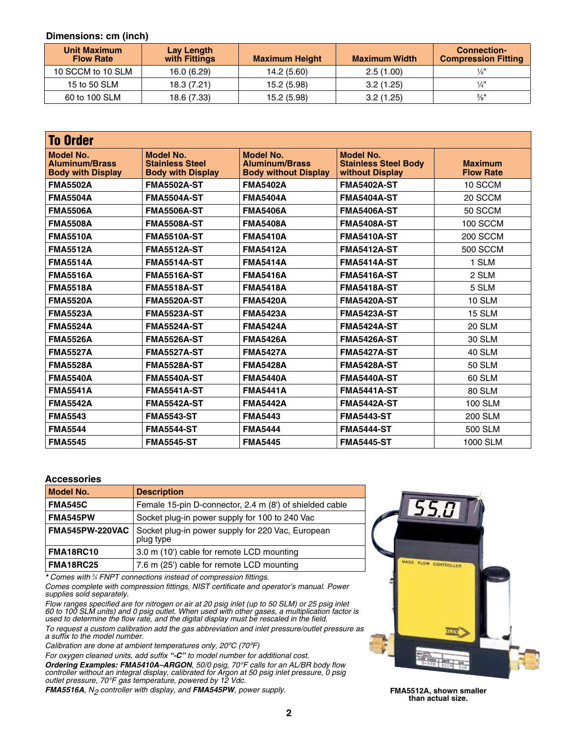**Dimensions: cm (inch)**

| Unit Maximum Flow Rate | Lay Length with Fittings | Maximum Height | Maximum Width | Connection-Compression Fitting |
|---|---|---|---|---|
| 10 SCCM to 10 SLM | 16.0 (6.29) | 14.2 (5.60) | 2.5 (1.00) | ¼" |
| 15 to 50 SLM | 18.3 (7.21) | 15.2 (5.98) | 3.2 (1.25) | ¼" |
| 60 to 100 SLM | 18.6 (7.33) | 15.2 (5.98) | 3.2 (1.25) | ⅜" |

## To Order

| Model No. Aluminum/Brass Body with Display | Model No. Stainless Steel Body with Display | Model No. Aluminum/Brass Body without Display | Model No. Stainless Steel Body without Display | Maximum Flow Rate |
|---|---|---|---|---|
| **FMA5502A** | **FMA5502A-ST** | **FMA5402A** | **FMA5402A-ST** | 10 SCCM |
| **FMA5504A** | **FMA5504A-ST** | **FMA5404A** | **FMA5404A-ST** | 20 SCCM |
| **FMA5506A** | **FMA5506A-ST** | **FMA5406A** | **FMA5406A-ST** | 50 SCCM |
| **FMA5508A** | **FMA5508A-ST** | **FMA5408A** | **FMA5408A-ST** | 100 SCCM |
| **FMA5510A** | **FMA5510A-ST** | **FMA5410A** | **FMA5410A-ST** | 200 SCCM |
| **FMA5512A** | **FMA5512A-ST** | **FMA5412A** | **FMA5412A-ST** | 500 SCCM |
| **FMA5514A** | **FMA5514A-ST** | **FMA5414A** | **FMA5414A-ST** | 1 SLM |
| **FMA5516A** | **FMA5516A-ST** | **FMA5416A** | **FMA5416A-ST** | 2 SLM |
| **FMA5518A** | **FMA5518A-ST** | **FMA5418A** | **FMA5418A-ST** | 5 SLM |
| **FMA5520A** | **FMA5520A-ST** | **FMA5420A** | **FMA5420A-ST** | 10 SLM |
| **FMA5523A** | **FMA5523A-ST** | **FMA5423A** | **FMA5423A-ST** | 15 SLM |
| **FMA5524A** | **FMA5524A-ST** | **FMA5424A** | **FMA5424A-ST** | 20 SLM |
| **FMA5526A** | **FMA5526A-ST** | **FMA5426A** | **FMA5426A-ST** | 30 SLM |
| **FMA5527A** | **FMA5527A-ST** | **FMA5427A** | **FMA5427A-ST** | 40 SLM |
| **FMA5528A** | **FMA5528A-ST** | **FMA5428A** | **FMA5428A-ST** | 50 SLM |
| **FMA5540A** | **FMA5540A-ST** | **FMA5440A** | **FMA5440A-ST** | 60 SLM |
| **FMA5541A** | **FMA5541A-ST** | **FMA5441A** | **FMA5441A-ST** | 80 SLM |
| **FMA5542A** | **FMA5542A-ST** | **FMA5442A** | **FMA5442A-ST** | 100 SLM |
| **FMA5543** | **FMA5543-ST** | **FMA5443** | **FMA5443-ST** | 200 SLM |
| **FMA5544** | **FMA5544-ST** | **FMA5444** | **FMA5444-ST** | 500 SLM |
| **FMA5545** | **FMA5545-ST** | **FMA5445** | **FMA5445-ST** | 1000 SLM |

**Accessories**

| Model No. | Description |
|---|---|
| **FMA545C** | Female 15-pin D-connector, 2.4 m (8') of shielded cable |
| **FMA545PW** | Socket plug-in power supply for 100 to 240 Vac |
| **FMA545PW-220VAC** | Socket plug-in power supply for 220 Vac, European plug type |
| **FMA18RC10** | 3.0 m (10') cable for remote LCD mounting |
| **FMA18RC25** | 7.6 m (25') cable for remote LCD mounting |

*\* Comes with ¾ FNPT connections instead of compression fittings.*

*Comes complete with compression fittings, NIST certificate and operator's manual. Power supplies sold separately.*

*Flow ranges specified are for nitrogen or air at 20 psig inlet (up to 50 SLM) or 25 psig inlet 60 to 100 SLM units) and 0 psig outlet. When used with other gases, a multiplication factor is used to determine the flow rate, and the digital display must be rescaled in the field.*

*To request a custom calibration add the gas abbreviation and inlet pressure/outlet pressure as a suffix to the model number.*

*Calibration are done at ambient temperatures only, 20°C (70°F)*

*For oxygen cleaned units, add suffix **"-C"** to model number for additional cost.*

***Ordering Examples: FMA5410A–ARGON**, 50/0 psig, 70°F calls for an AL/BR body flow controller without an integral display, calibrated for Argon at 50 psig inlet pressure, 0 psig outlet pressure, 70°F gas temperature, powered by 12 Vdc.*

***FMA5516A**, $N_2$ controller with display, and **FMA545PW**, power supply.*

**FMA5512A, shown smaller than actual size.**